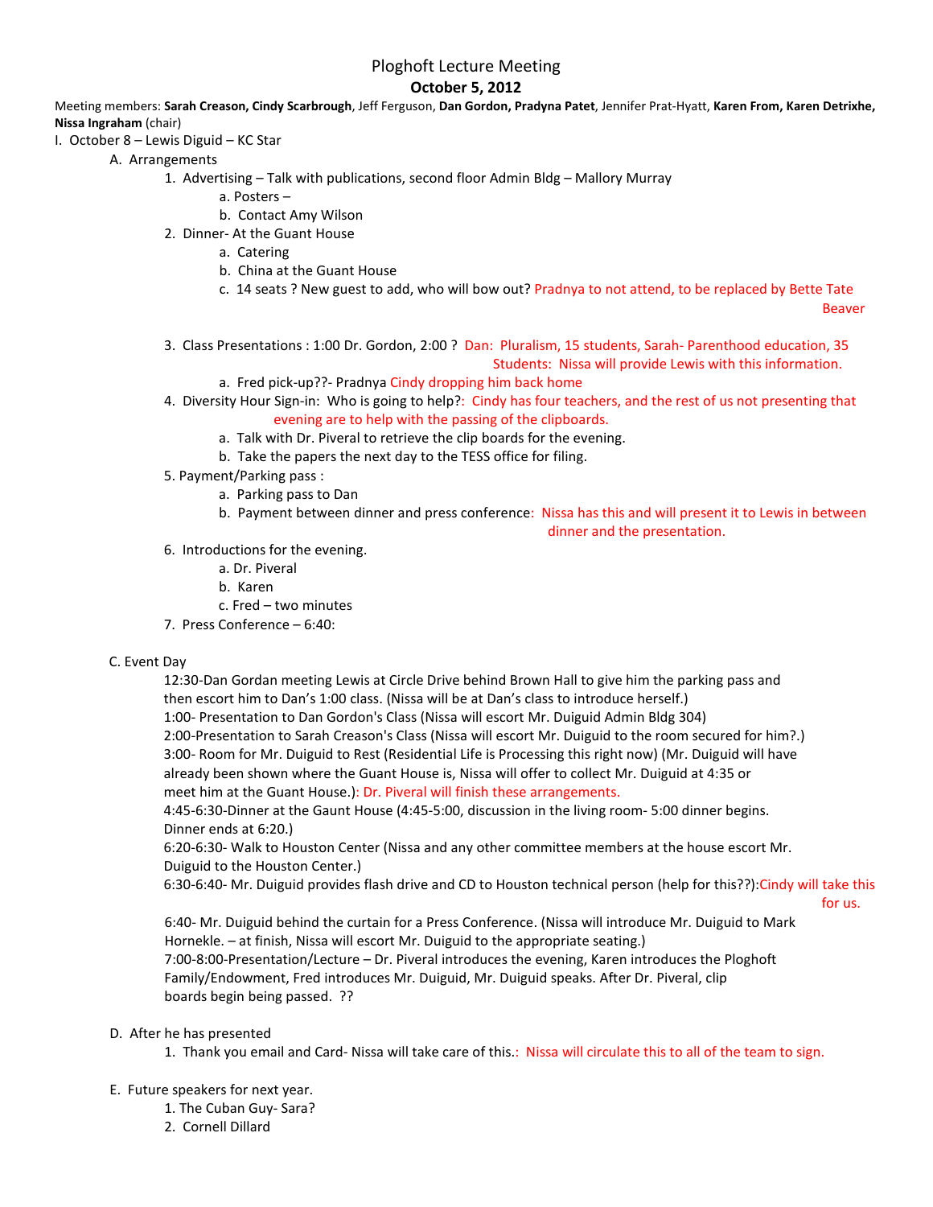# Ploghoft Lecture Meeting

## October 5, 2012

Meeting members: **Sarah Creason, Cindy Scarbrough**, Jeff Ferguson, **Dan Gordon, Pradyna Patet**, Jennifer Prat-Hyatt, **Karen From, Karen Detrixhe, Nissa Ingraham** (chair)

I. October 8 – Lewis Diguid – KC Star

A. Arrangements

1. Advertising – Talk with publications, second floor Admin Bldg – Mallory Murray
   a. Posters –
   b. Contact Amy Wilson
2. Dinner- At the Guant House
   a. Catering
   b. China at the Guant House
   c. 14 seats ? New guest to add, who will bow out? Pradnya to not attend, to be replaced by Bette Tate Beaver
3. Class Presentations : 1:00 Dr. Gordon, 2:00 ? Dan: Pluralism, 15 students, Sarah- Parenthood education, 35 Students: Nissa will provide Lewis with this information.
   a. Fred pick-up??- Pradnya Cindy dropping him back home
4. Diversity Hour Sign-in: Who is going to help?: Cindy has four teachers, and the rest of us not presenting that evening are to help with the passing of the clipboards.
   a. Talk with Dr. Piveral to retrieve the clip boards for the evening.
   b. Take the papers the next day to the TESS office for filing.
5. Payment/Parking pass :
   a. Parking pass to Dan
   b. Payment between dinner and press conference: Nissa has this and will present it to Lewis in between dinner and the presentation.
6. Introductions for the evening.
   a. Dr. Piveral
   b. Karen
   c. Fred – two minutes
7. Press Conference – 6:40:

C. Event Day

12:30-Dan Gordan meeting Lewis at Circle Drive behind Brown Hall to give him the parking pass and then escort him to Dan's 1:00 class. (Nissa will be at Dan's class to introduce herself.)

1:00- Presentation to Dan Gordon's Class (Nissa will escort Mr. Duiguid Admin Bldg 304)

2:00-Presentation to Sarah Creason's Class (Nissa will escort Mr. Duiguid to the room secured for him?.)

3:00- Room for Mr. Duiguid to Rest (Residential Life is Processing this right now) (Mr. Duiguid will have already been shown where the Guant House is, Nissa will offer to collect Mr. Duiguid at 4:35 or meet him at the Guant House.): Dr. Piveral will finish these arrangements.

4:45-6:30-Dinner at the Gaunt House (4:45-5:00, discussion in the living room- 5:00 dinner begins. Dinner ends at 6:20.)

6:20-6:30- Walk to Houston Center (Nissa and any other committee members at the house escort Mr. Duiguid to the Houston Center.)

6:30-6:40- Mr. Duiguid provides flash drive and CD to Houston technical person (help for this??):Cindy will take this for us.

6:40- Mr. Duiguid behind the curtain for a Press Conference. (Nissa will introduce Mr. Duiguid to Mark Hornekle. – at finish, Nissa will escort Mr. Duiguid to the appropriate seating.)

7:00-8:00-Presentation/Lecture – Dr. Piveral introduces the evening, Karen introduces the Ploghoft Family/Endowment, Fred introduces Mr. Duiguid, Mr. Duiguid speaks. After Dr. Piveral, clip boards begin being passed. ??

D. After he has presented

1. Thank you email and Card- Nissa will take care of this.: Nissa will circulate this to all of the team to sign.

E. Future speakers for next year.

1. The Cuban Guy- Sara?
2. Cornell Dillard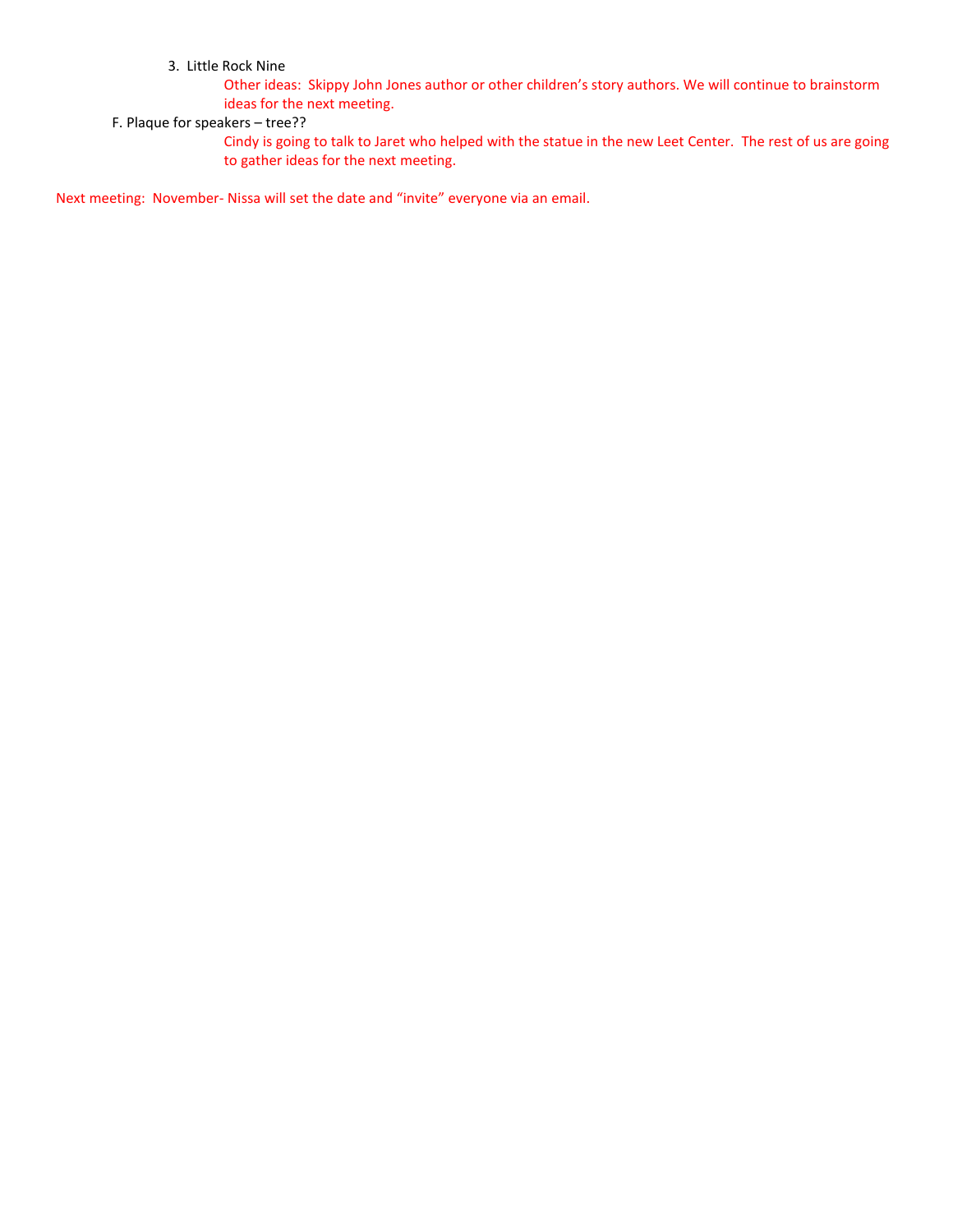3. Little Rock Nine

    Other ideas: Skippy John Jones author or other children's story authors. We will continue to brainstorm ideas for the next meeting.

F. Plaque for speakers – tree??

    Cindy is going to talk to Jaret who helped with the statue in the new Leet Center. The rest of us are going to gather ideas for the next meeting.

Next meeting: November- Nissa will set the date and "invite" everyone via an email.